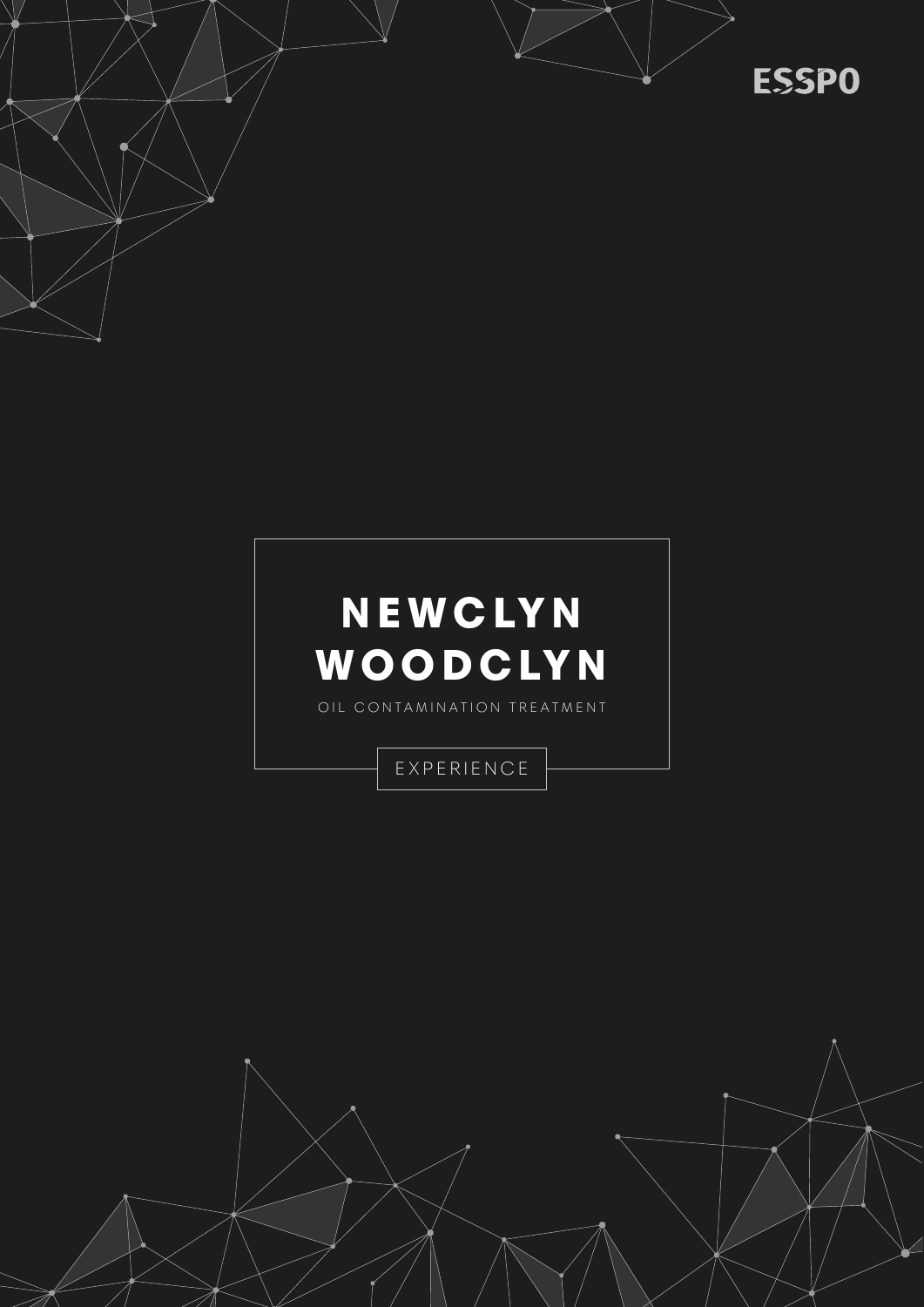ESSPO

# NEWCLYN WOODCLYN

OIL CONTAMINATION TREATMENT

EXPERIENCE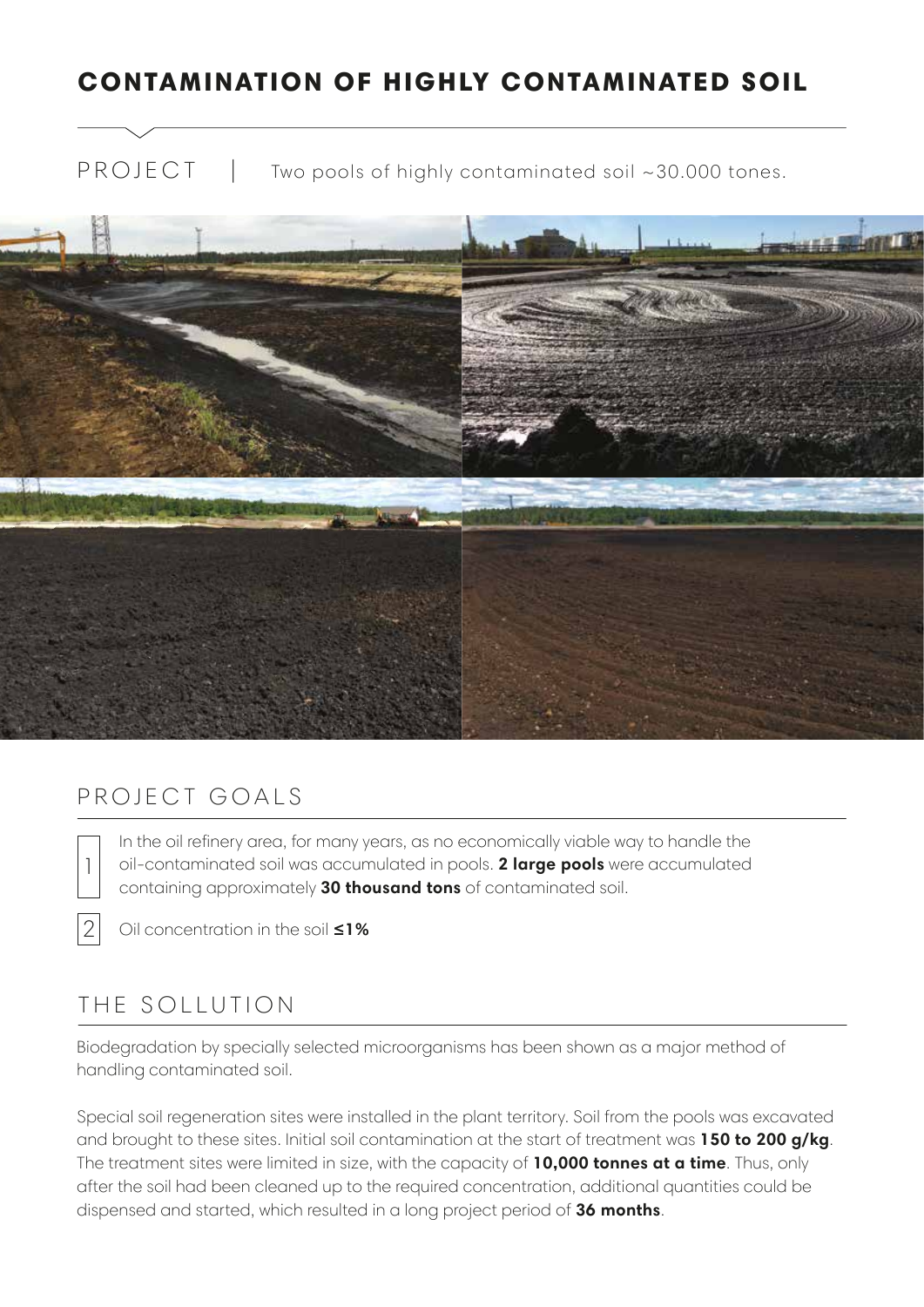# CONTAMINATION OF HIGHLY CONTAMINATED SOIL

PROJECT | Two pools of highly contaminated soil ~30.000 tones.

## PROJECT GOALS

1. In the oil refinery area, for many years, as no economically viable way to handle the oil-contaminated soil was accumulated in pools. **2 large pools** were accumulated containing approximately **30 thousand tons** of contaminated soil.

2. Oil concentration in the soil **≤1%**

## THE SOLLUTION

Biodegradation by specially selected microorganisms has been shown as a major method of handling contaminated soil.

Special soil regeneration sites were installed in the plant territory. Soil from the pools was excavated and brought to these sites. Initial soil contamination at the start of treatment was **150 to 200 g/kg**. The treatment sites were limited in size, with the capacity of **10,000 tonnes at a time**. Thus, only after the soil had been cleaned up to the required concentration, additional quantities could be dispensed and started, which resulted in a long project period of **36 months**.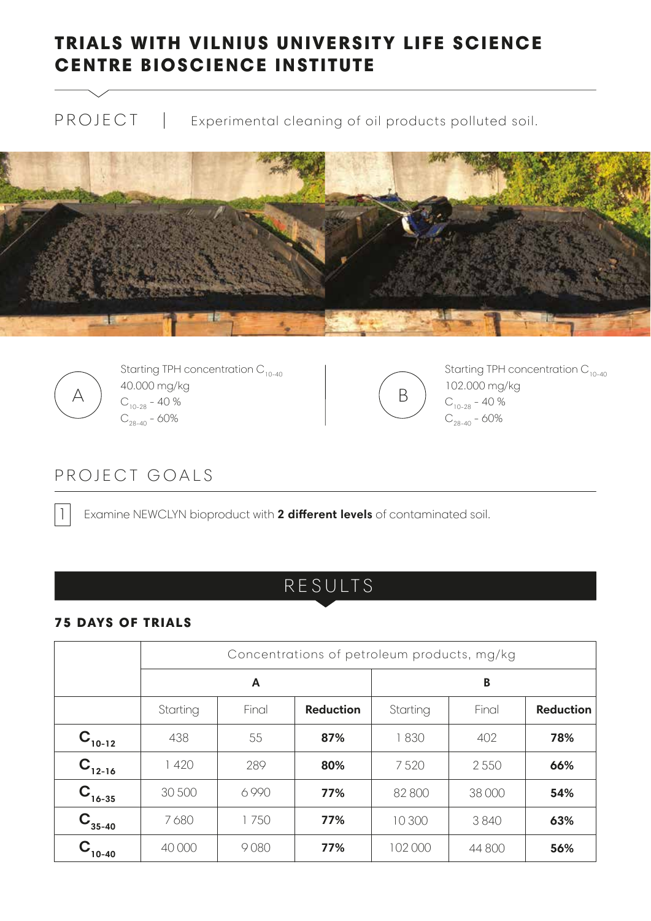# TRIALS WITH VILNIUS UNIVERSITY LIFE SCIENCE CENTRE BIOSCIENCE INSTITUTE

PROJECT | Experimental cleaning of oil products polluted soil.

**A**

Starting TPH concentration $C_{10-40}$
40.000 mg/kg
$C_{10-28}$ - 40 %
$C_{28-40}$ - 60%

**B**

Starting TPH concentration $C_{10-40}$
102.000 mg/kg
$C_{10-28}$ - 40 %
$C_{28-40}$ - 60%

## PROJECT GOALS

1. Examine NEWCLYN bioproduct with **2 different levels** of contaminated soil.

## RESULTS

### 75 DAYS OF TRIALS

| | Concentrations of petroleum products, mg/kg | | | | | |
|---|---|---|---|---|---|---|
| | A | | | B | | |
| | Starting | Final | **Reduction** | Starting | Final | **Reduction** |
| $C_{10-12}$ | 438 | 55 | **87%** | 1 830 | 402 | **78%** |
| $C_{12-16}$ | 1 420 | 289 | **80%** | 7 520 | 2 550 | **66%** |
| $C_{16-35}$ | 30 500 | 6 990 | **77%** | 82 800 | 38 000 | **54%** |
| $C_{35-40}$ | 7 680 | 1 750 | **77%** | 10 300 | 3 840 | **63%** |
| $C_{10-40}$ | 40 000 | 9 080 | **77%** | 102 000 | 44 800 | **56%** |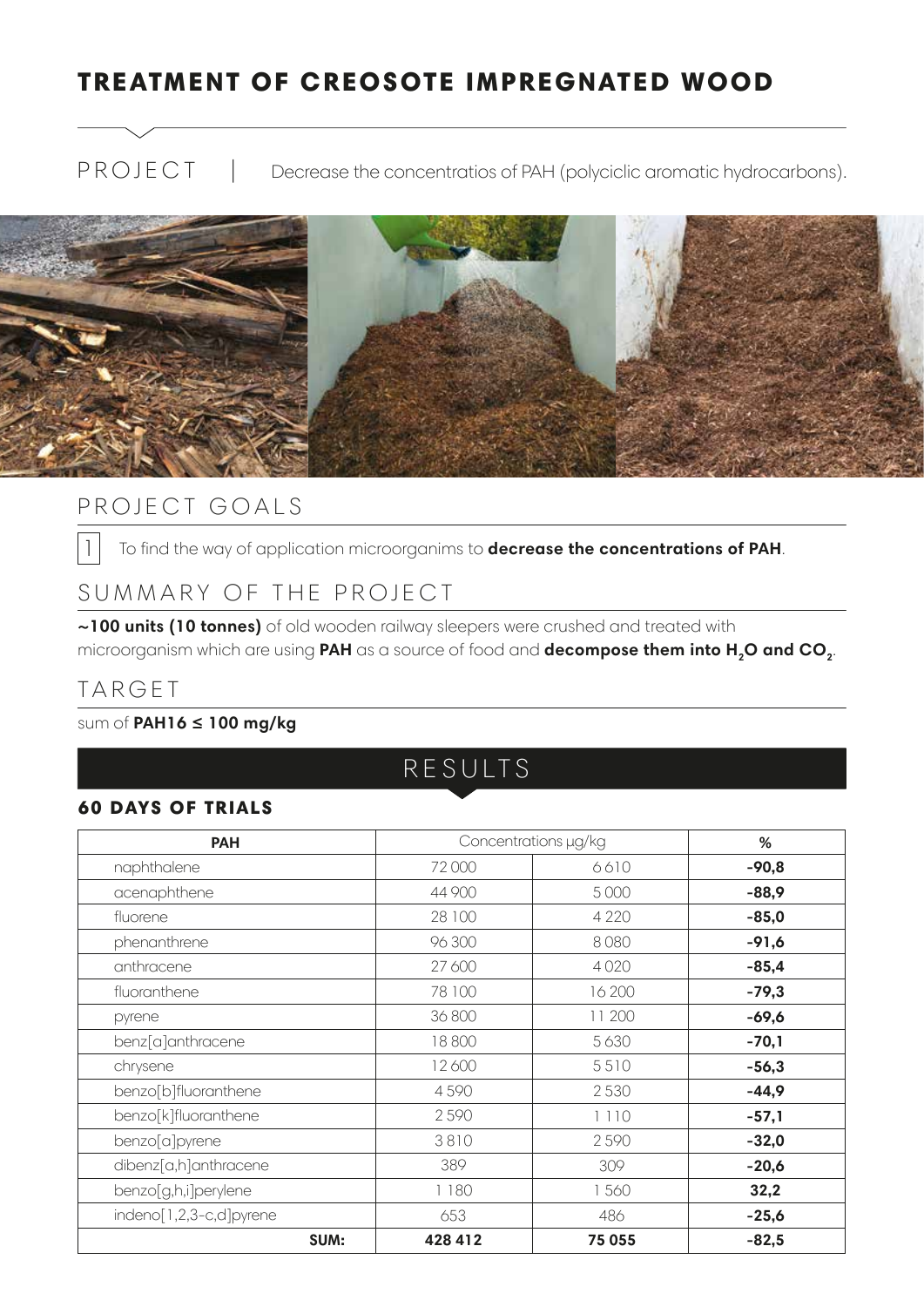# TREATMENT OF CREOSOTE IMPREGNATED WOOD

PROJECT | Decrease the concentratios of PAH (polyciclic aromatic hydrocarbons).

## PROJECT GOALS

1. To find the way of application microorganims to **decrease the concentrations of PAH**.

## SUMMARY OF THE PROJECT

**~100 units (10 tonnes)** of old wooden railway sleepers were crushed and treated with microorganism which are using **PAH** as a source of food and **decompose them into $H_2O$ and $CO_2$**.

## TARGET

sum of **PAH16 ≤ 100 mg/kg**

## RESULTS

### 60 DAYS OF TRIALS

| PAH | Concentrations µg/kg | | % |
|---|---|---|---|
| naphthalene | 72 000 | 6 610 | **-90,8** |
| acenaphthene | 44 900 | 5 000 | **-88,9** |
| fluorene | 28 100 | 4 220 | **-85,0** |
| phenanthrene | 96 300 | 8 080 | **-91,6** |
| anthracene | 27 600 | 4 020 | **-85,4** |
| fluoranthene | 78 100 | 16 200 | **-79,3** |
| pyrene | 36 800 | 11 200 | **-69,6** |
| benz[a]anthracene | 18 800 | 5 630 | **-70,1** |
| chrysene | 12 600 | 5 510 | **-56,3** |
| benzo[b]fluoranthene | 4 590 | 2 530 | **-44,9** |
| benzo[k]fluoranthene | 2 590 | 1 110 | **-57,1** |
| benzo[a]pyrene | 3 810 | 2 590 | **-32,0** |
| dibenz[a,h]anthracene | 389 | 309 | **-20,6** |
| benzo[g,h,i]perylene | 1 180 | 1 560 | **32,2** |
| indeno[1,2,3-c,d]pyrene | 653 | 486 | **-25,6** |
| **SUM:** | **428 412** | **75 055** | **-82,5** |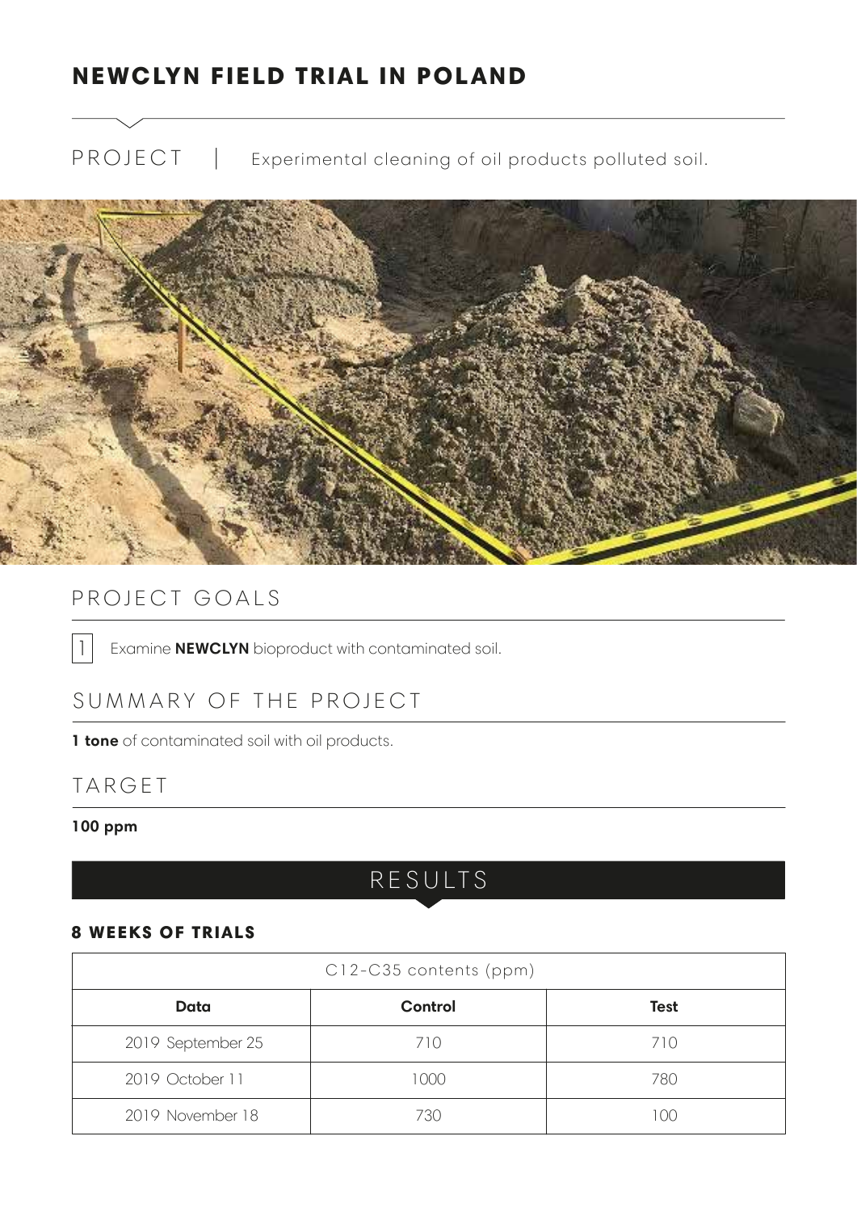# NEWCLYN FIELD TRIAL IN POLAND

PROJECT | Experimental cleaning of oil products polluted soil.

## PROJECT GOALS

1. Examine **NEWCLYN** bioproduct with contaminated soil.

## SUMMARY OF THE PROJECT

**1 tone** of contaminated soil with oil products.

## TARGET

**100 ppm**

## RESULTS

### 8 WEEKS OF TRIALS

| C12-C35 contents (ppm) | | |
|---|---|---|
| **Data** | **Control** | **Test** |
| 2019 September 25 | 710 | 710 |
| 2019 October 11 | 1000 | 780 |
| 2019 November 18 | 730 | 100 |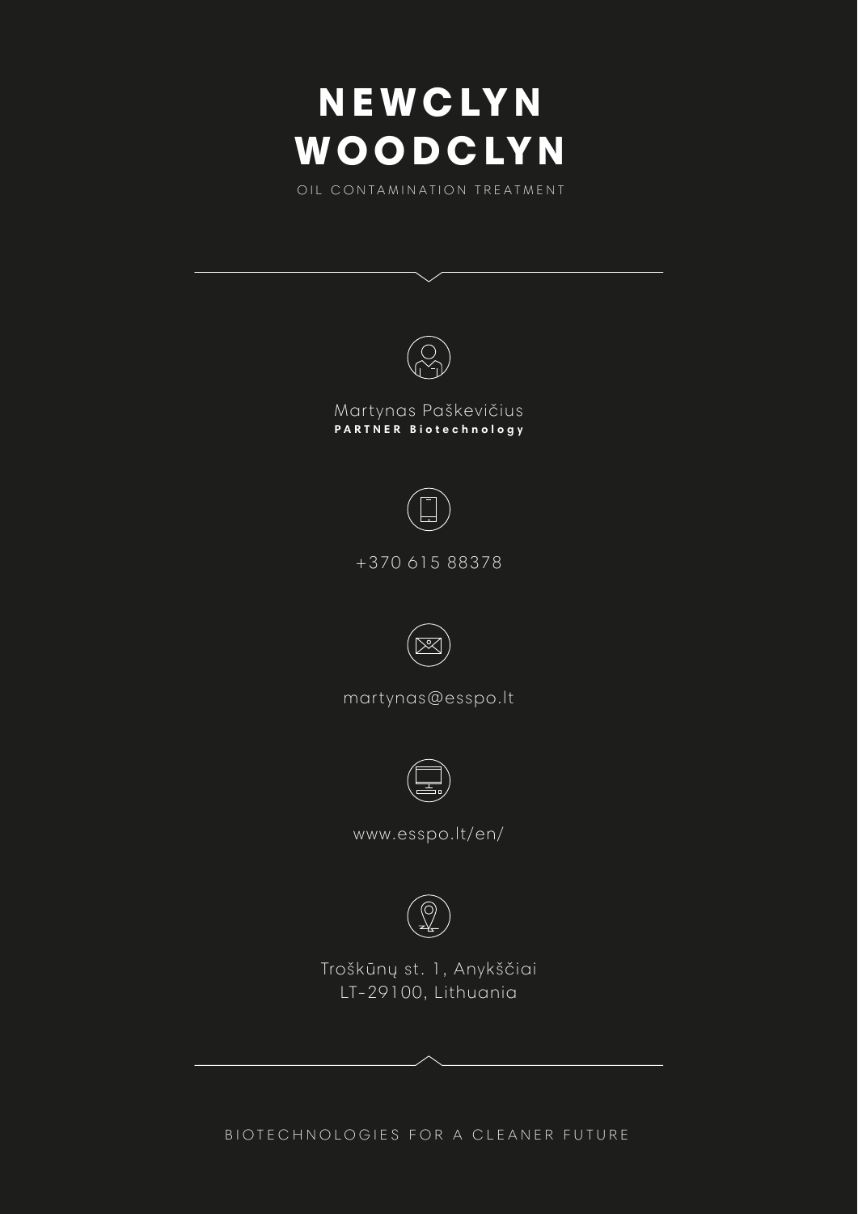# NEWCLYN WOODCLYN

OIL CONTAMINATION TREATMENT

Martynas Paškevičius
**PARTNER Biotechnology**

+370 615 88378

martynas@esspo.lt

www.esspo.lt/en/

Troškūnų st. 1, Anykščiai
LT-29100, Lithuania

BIOTECHNOLOGIES FOR A CLEANER FUTURE